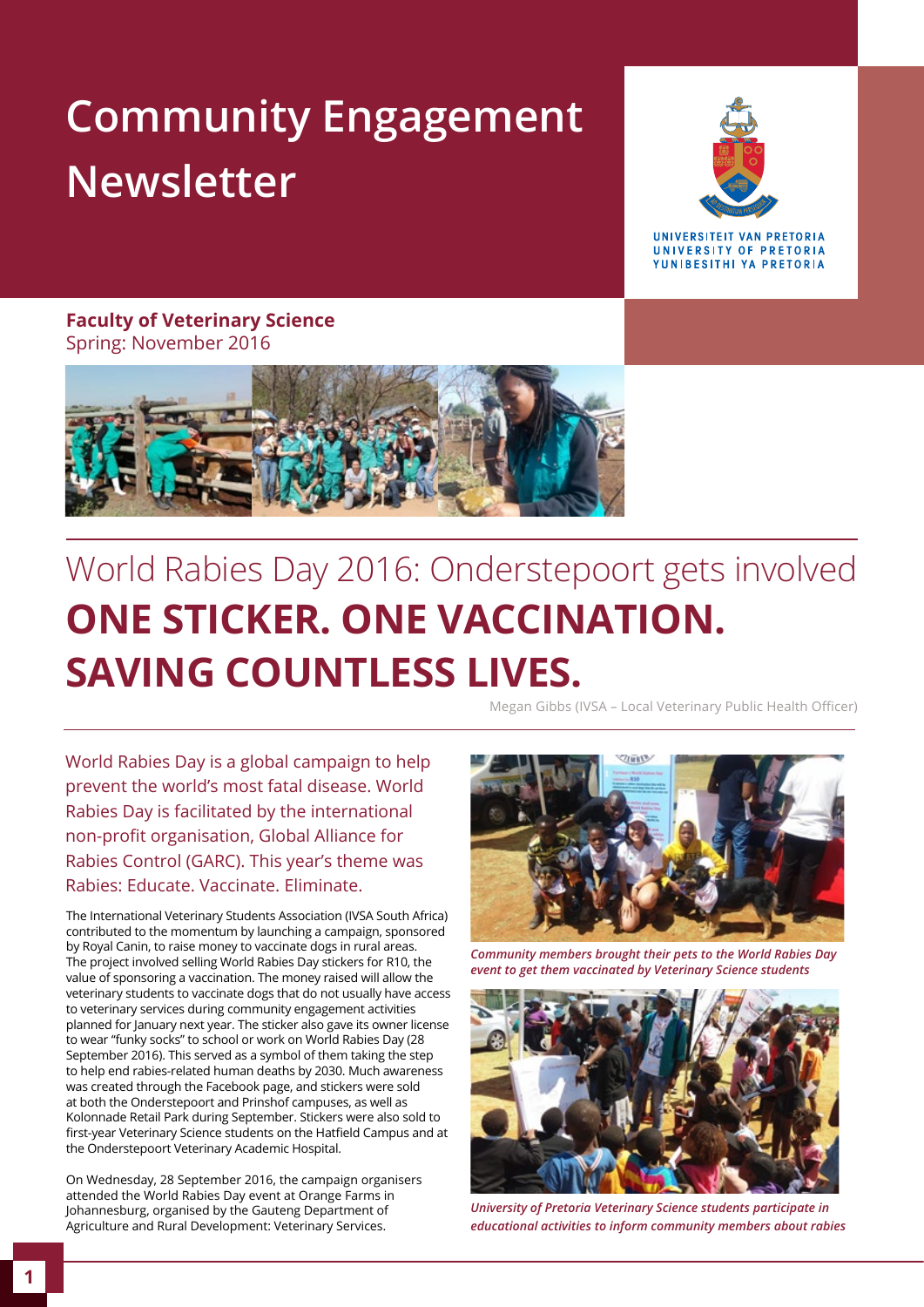# Community Engagement Newsletter

UNIVERSITEIT VAN PRETORIA
UNIVERSITY OF PRETORIA
YUNIBESITHI YA PRETORIA

**Faculty of Veterinary Science**
Spring: November 2016

## World Rabies Day 2016: Onderstepoort gets involved

## ONE STICKER. ONE VACCINATION. SAVING COUNTLESS LIVES.

Megan Gibbs (IVSA – Local Veterinary Public Health Officer)

World Rabies Day is a global campaign to help prevent the world's most fatal disease. World Rabies Day is facilitated by the international non-profit organisation, Global Alliance for Rabies Control (GARC). This year's theme was Rabies: Educate. Vaccinate. Eliminate.

The International Veterinary Students Association (IVSA South Africa) contributed to the momentum by launching a campaign, sponsored by Royal Canin, to raise money to vaccinate dogs in rural areas. The project involved selling World Rabies Day stickers for R10, the value of sponsoring a vaccination. The money raised will allow the veterinary students to vaccinate dogs that do not usually have access to veterinary services during community engagement activities planned for January next year. The sticker also gave its owner license to wear "funky socks" to school or work on World Rabies Day (28 September 2016). This served as a symbol of them taking the step to help end rabies-related human deaths by 2030. Much awareness was created through the Facebook page, and stickers were sold at both the Onderstepoort and Prinshof campuses, as well as Kolonnade Retail Park during September. Stickers were also sold to first-year Veterinary Science students on the Hatfield Campus and at the Onderstepoort Veterinary Academic Hospital.

On Wednesday, 28 September 2016, the campaign organisers attended the World Rabies Day event at Orange Farms in Johannesburg, organised by the Gauteng Department of Agriculture and Rural Development: Veterinary Services.

*Community members brought their pets to the World Rabies Day event to get them vaccinated by Veterinary Science students*

*University of Pretoria Veterinary Science students participate in educational activities to inform community members about rabies*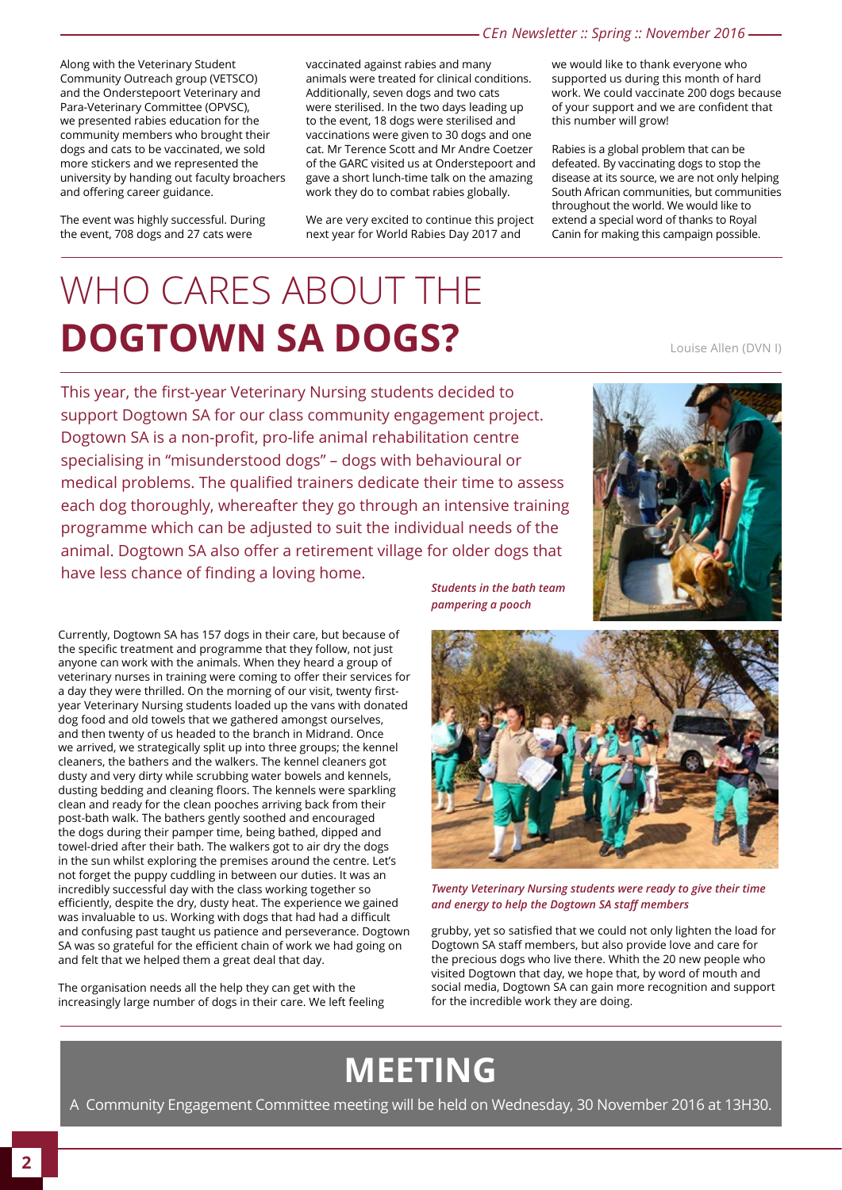Along with the Veterinary Student Community Outreach group (VETSCO) and the Onderstepoort Veterinary and Para-Veterinary Committee (OPVSC), we presented rabies education for the community members who brought their dogs and cats to be vaccinated, we sold more stickers and we represented the university by handing out faculty broachers and offering career guidance.

The event was highly successful. During the event, 708 dogs and 27 cats were vaccinated against rabies and many animals were treated for clinical conditions. Additionally, seven dogs and two cats were sterilised. In the two days leading up to the event, 18 dogs were sterilised and vaccinations were given to 30 dogs and one cat. Mr Terence Scott and Mr Andre Coetzer of the GARC visited us at Onderstepoort and gave a short lunch-time talk on the amazing work they do to combat rabies globally.

We are very excited to continue this project next year for World Rabies Day 2017 and we would like to thank everyone who supported us during this month of hard work. We could vaccinate 200 dogs because of your support and we are confident that this number will grow!

Rabies is a global problem that can be defeated. By vaccinating dogs to stop the disease at its source, we are not only helping South African communities, but communities throughout the world. We would like to extend a special word of thanks to Royal Canin for making this campaign possible.

# WHO CARES ABOUT THE **DOGTOWN SA DOGS?**

Louise Allen (DVN I)

This year, the first-year Veterinary Nursing students decided to support Dogtown SA for our class community engagement project. Dogtown SA is a non-profit, pro-life animal rehabilitation centre specialising in "misunderstood dogs" – dogs with behavioural or medical problems. The qualified trainers dedicate their time to assess each dog thoroughly, whereafter they go through an intensive training programme which can be adjusted to suit the individual needs of the animal. Dogtown SA also offer a retirement village for older dogs that have less chance of finding a loving home.

*Students in the bath team pampering a pooch*

Currently, Dogtown SA has 157 dogs in their care, but because of the specific treatment and programme that they follow, not just anyone can work with the animals. When they heard a group of veterinary nurses in training were coming to offer their services for a day they were thrilled. On the morning of our visit, twenty first-year Veterinary Nursing students loaded up the vans with donated dog food and old towels that we gathered amongst ourselves, and then twenty of us headed to the branch in Midrand. Once we arrived, we strategically split up into three groups; the kennel cleaners, the bathers and the walkers. The kennel cleaners got dusty and very dirty while scrubbing water bowels and kennels, dusting bedding and cleaning floors. The kennels were sparkling clean and ready for the clean pooches arriving back from their post-bath walk. The bathers gently soothed and encouraged the dogs during their pamper time, being bathed, dipped and towel-dried after their bath. The walkers got to air dry the dogs in the sun whilst exploring the premises around the centre. Let's not forget the puppy cuddling in between our duties. It was an incredibly successful day with the class working together so efficiently, despite the dry, dusty heat. The experience we gained was invaluable to us. Working with dogs that had had a difficult and confusing past taught us patience and perseverance. Dogtown SA was so grateful for the efficient chain of work we had going on and felt that we helped them a great deal that day.

The organisation needs all the help they can get with the increasingly large number of dogs in their care. We left feeling grubby, yet so satisfied that we could not only lighten the load for Dogtown SA staff members, but also provide love and care for the precious dogs who live there. Whith the 20 new people who visited Dogtown that day, we hope that, by word of mouth and social media, Dogtown SA can gain more recognition and support for the incredible work they are doing.

*Twenty Veterinary Nursing students were ready to give their time and energy to help the Dogtown SA staff members*

## MEETING

A Community Engagement Committee meeting will be held on Wednesday, 30 November 2016 at 13H30.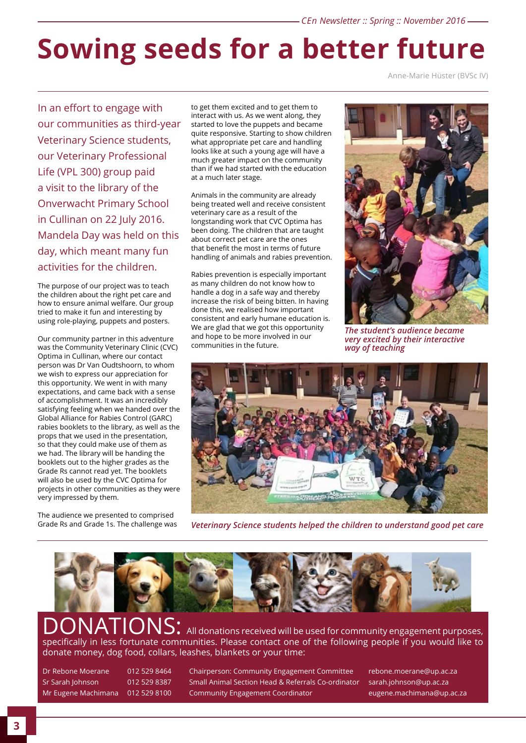# Sowing seeds for a better future

Anne-Marie Hüster (BVSc IV)

In an effort to engage with our communities as third-year Veterinary Science students, our Veterinary Professional Life (VPL 300) group paid a visit to the library of the Onverwacht Primary School in Cullinan on 22 July 2016. Mandela Day was held on this day, which meant many fun activities for the children.

The purpose of our project was to teach the children about the right pet care and how to ensure animal welfare. Our group tried to make it fun and interesting by using role-playing, puppets and posters.

Our community partner in this adventure was the Community Veterinary Clinic (CVC) Optima in Cullinan, where our contact person was Dr Van Oudtshoorn, to whom we wish to express our appreciation for this opportunity. We went in with many expectations, and came back with a sense of accomplishment. It was an incredibly satisfying feeling when we handed over the Global Alliance for Rabies Control (GARC) rabies booklets to the library, as well as the props that we used in the presentation, so that they could make use of them as we had. The library will be handing the booklets out to the higher grades as the Grade Rs cannot read yet. The booklets will also be used by the CVC Optima for projects in other communities as they were very impressed by them.

The audience we presented to comprised Grade Rs and Grade 1s. The challenge was to get them excited and to get them to interact with us. As we went along, they started to love the puppets and became quite responsive. Starting to show children what appropriate pet care and handling looks like at such a young age will have a much greater impact on the community than if we had started with the education at a much later stage.

Animals in the community are already being treated well and receive consistent veterinary care as a result of the longstanding work that CVC Optima has been doing. The children that are taught about correct pet care are the ones that benefit the most in terms of future handling of animals and rabies prevention.

Rabies prevention is especially important as many children do not know how to handle a dog in a safe way and thereby increase the risk of being bitten. In having done this, we realised how important consistent and early humane education is. We are glad that we got this opportunity and hope to be more involved in our communities in the future.

***The student's audience became very excited by their interactive way of teaching***

***Veterinary Science students helped the children to understand good pet care***

## DONATIONS:

All donations received will be used for community engagement purposes, specifically in less fortunate communities. Please contact one of the following people if you would like to donate money, dog food, collars, leashes, blankets or your time:

| | | | |
|---|---|---|---|
| Dr Rebone Moerane | 012 529 8464 | Chairperson: Community Engagement Committee | rebone.moerane@up.ac.za |
| Sr Sarah Johnson | 012 529 8387 | Small Animal Section Head & Referrals Co-ordinator | sarah.johnson@up.ac.za |
| Mr Eugene Machimana | 012 529 8100 | Community Engagement Coordinator | eugene.machimana@up.ac.za |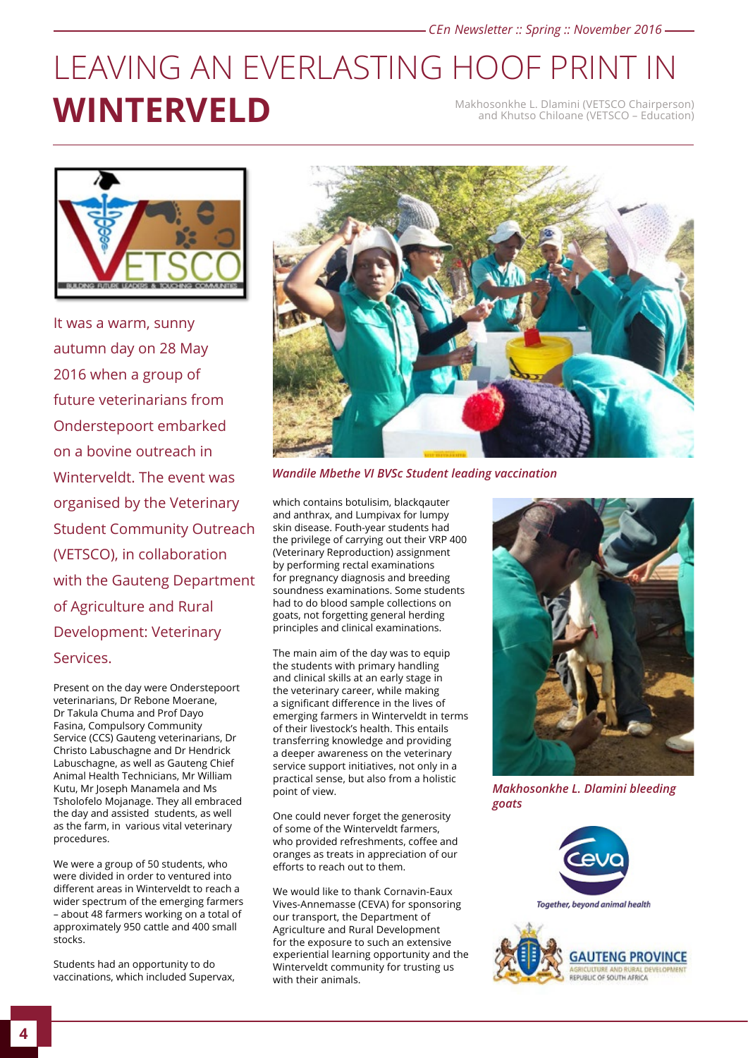# LEAVING AN EVERLASTING HOOF PRINT IN **WINTERVELD**

Makhosonkhe L. Dlamini (VETSCO Chairperson) and Khutso Chiloane (VETSCO – Education)

It was a warm, sunny autumn day on 28 May 2016 when a group of future veterinarians from Onderstepoort embarked on a bovine outreach in Winterveldt. The event was organised by the Veterinary Student Community Outreach (VETSCO), in collaboration with the Gauteng Department of Agriculture and Rural Development: Veterinary Services.

Present on the day were Onderstepoort veterinarians, Dr Rebone Moerane, Dr Takula Chuma and Prof Dayo Fasina, Compulsory Community Service (CCS) Gauteng veterinarians, Dr Christo Labuschagne and Dr Hendrick Labuschagne, as well as Gauteng Chief Animal Health Technicians, Mr William Kutu, Mr Joseph Manamela and Ms Tsholofelo Mojanage. They all embraced the day and assisted students, as well as the farm, in various vital veterinary procedures.

We were a group of 50 students, who were divided in order to ventured into different areas in Winterveldt to reach a wider spectrum of the emerging farmers – about 48 farmers working on a total of approximately 950 cattle and 400 small stocks.

Students had an opportunity to do vaccinations, which included Supervax, which contains botulisim, blackqauter and anthrax, and Lumpivax for lumpy skin disease. Fouth-year students had the privilege of carrying out their VRP 400 (Veterinary Reproduction) assignment by performing rectal examinations for pregnancy diagnosis and breeding soundness examinations. Some students had to do blood sample collections on goats, not forgetting general herding principles and clinical examinations.

*Wandile Mbethe VI BVSc Student leading vaccination*

The main aim of the day was to equip the students with primary handling and clinical skills at an early stage in the veterinary career, while making a significant difference in the lives of emerging farmers in Winterveldt in terms of their livestock's health. This entails transferring knowledge and providing a deeper awareness on the veterinary service support initiatives, not only in a practical sense, but also from a holistic point of view.

One could never forget the generosity of some of the Winterveldt farmers, who provided refreshments, coffee and oranges as treats in appreciation of our efforts to reach out to them.

We would like to thank Cornavin-Eaux Vives-Annemasse (CEVA) for sponsoring our transport, the Department of Agriculture and Rural Development for the exposure to such an extensive experiential learning opportunity and the Winterveldt community for trusting us with their animals.

*Makhosonkhe L. Dlamini bleeding goats*

Ceva – Together, beyond animal health

GAUTENG PROVINCE – AGRICULTURE AND RURAL DEVELOPMENT – REPUBLIC OF SOUTH AFRICA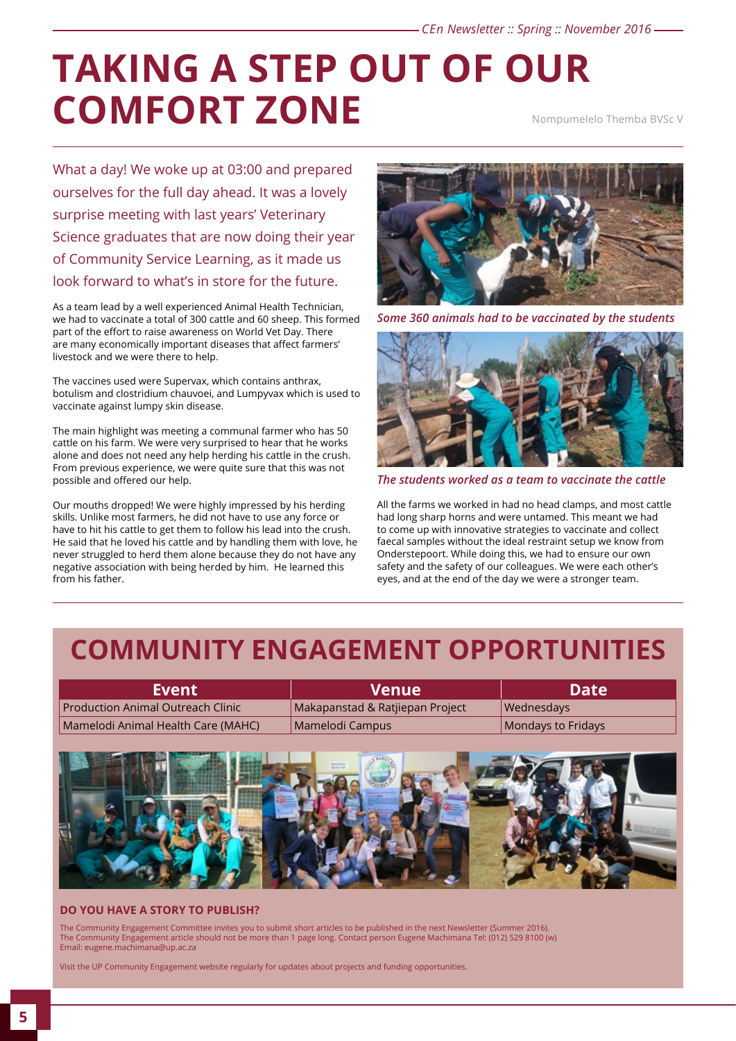# TAKING A STEP OUT OF OUR COMFORT ZONE

Nompumelelo Themba BVSc V

What a day! We woke up at 03:00 and prepared ourselves for the full day ahead. It was a lovely surprise meeting with last years' Veterinary Science graduates that are now doing their year of Community Service Learning, as it made us look forward to what's in store for the future.

As a team lead by a well experienced Animal Health Technician, we had to vaccinate a total of 300 cattle and 60 sheep. This formed part of the effort to raise awareness on World Vet Day. There are many economically important diseases that affect farmers' livestock and we were there to help.

The vaccines used were Supervax, which contains anthrax, botulism and clostridium chauvoei, and Lumpyvax which is used to vaccinate against lumpy skin disease.

The main highlight was meeting a communal farmer who has 50 cattle on his farm. We were very surprised to hear that he works alone and does not need any help herding his cattle in the crush. From previous experience, we were quite sure that this was not possible and offered our help.

Our mouths dropped! We were highly impressed by his herding skills. Unlike most farmers, he did not have to use any force or have to hit his cattle to get them to follow his lead into the crush. He said that he loved his cattle and by handling them with love, he never struggled to herd them alone because they do not have any negative association with being herded by him. He learned this from his father.

*Some 360 animals had to be vaccinated by the students*

*The students worked as a team to vaccinate the cattle*

All the farms we worked in had no head clamps, and most cattle had long sharp horns and were untamed. This meant we had to come up with innovative strategies to vaccinate and collect faecal samples without the ideal restraint setup we know from Onderstepoort. While doing this, we had to ensure our own safety and the safety of our colleagues. We were each other's eyes, and at the end of the day we were a stronger team.

# COMMUNITY ENGAGEMENT OPPORTUNITIES

| Event | Venue | Date |
|---|---|---|
| Production Animal Outreach Clinic | Makapanstad & Ratjiepan Project | Wednesdays |
| Mamelodi Animal Health Care (MAHC) | Mamelodi Campus | Mondays to Fridays |

### DO YOU HAVE A STORY TO PUBLISH?

The Community Engagement Committee invites you to submit short articles to be published in the next Newsletter (Summer 2016). The Community Engagement article should not be more than 1 page long. Contact person Eugene Machimana Tel: (012) 529 8100 (w) Email: eugene.machimana@up.ac.za

Visit the UP Community Engagement website regularly for updates about projects and funding opportunities.